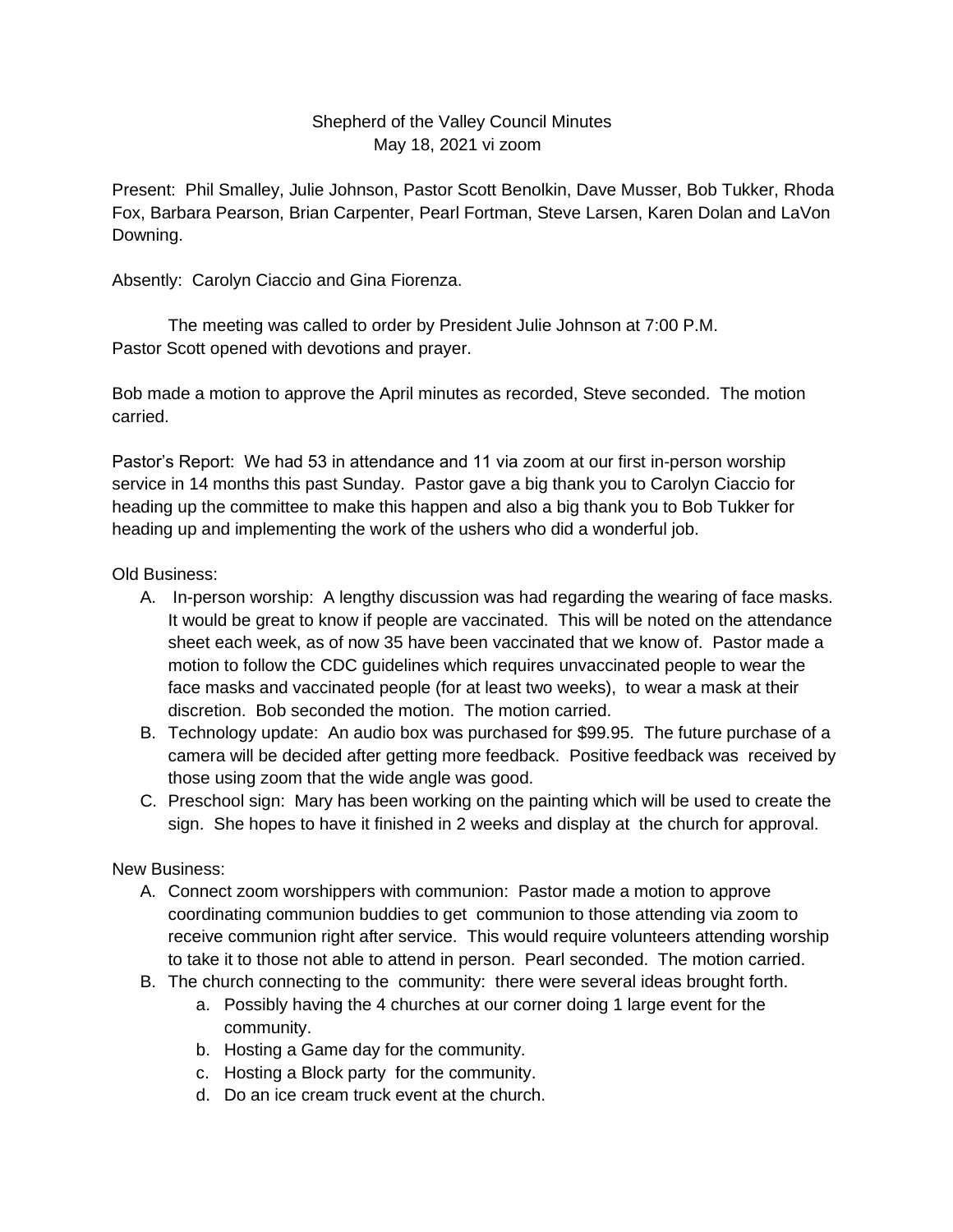Shepherd of the Valley Council Minutes
May 18, 2021 vi zoom

Present: Phil Smalley, Julie Johnson, Pastor Scott Benolkin, Dave Musser, Bob Tukker, Rhoda Fox, Barbara Pearson, Brian Carpenter, Pearl Fortman, Steve Larsen, Karen Dolan and LaVon Downing.

Absently: Carolyn Ciaccio and Gina Fiorenza.

The meeting was called to order by President Julie Johnson at 7:00 P.M. Pastor Scott opened with devotions and prayer.

Bob made a motion to approve the April minutes as recorded, Steve seconded. The motion carried.

Pastor's Report: We had 53 in attendance and 11 via zoom at our first in-person worship service in 14 months this past Sunday. Pastor gave a big thank you to Carolyn Ciaccio for heading up the committee to make this happen and also a big thank you to Bob Tukker for heading up and implementing the work of the ushers who did a wonderful job.

Old Business:

A. In-person worship: A lengthy discussion was had regarding the wearing of face masks. It would be great to know if people are vaccinated. This will be noted on the attendance sheet each week, as of now 35 have been vaccinated that we know of. Pastor made a motion to follow the CDC guidelines which requires unvaccinated people to wear the face masks and vaccinated people (for at least two weeks), to wear a mask at their discretion. Bob seconded the motion. The motion carried.
B. Technology update: An audio box was purchased for $99.95. The future purchase of a camera will be decided after getting more feedback. Positive feedback was received by those using zoom that the wide angle was good.
C. Preschool sign: Mary has been working on the painting which will be used to create the sign. She hopes to have it finished in 2 weeks and display at the church for approval.

New Business:

A. Connect zoom worshippers with communion: Pastor made a motion to approve coordinating communion buddies to get communion to those attending via zoom to receive communion right after service. This would require volunteers attending worship to take it to those not able to attend in person. Pearl seconded. The motion carried.
B. The church connecting to the community: there were several ideas brought forth.
   a. Possibly having the 4 churches at our corner doing 1 large event for the community.
   b. Hosting a Game day for the community.
   c. Hosting a Block party for the community.
   d. Do an ice cream truck event at the church.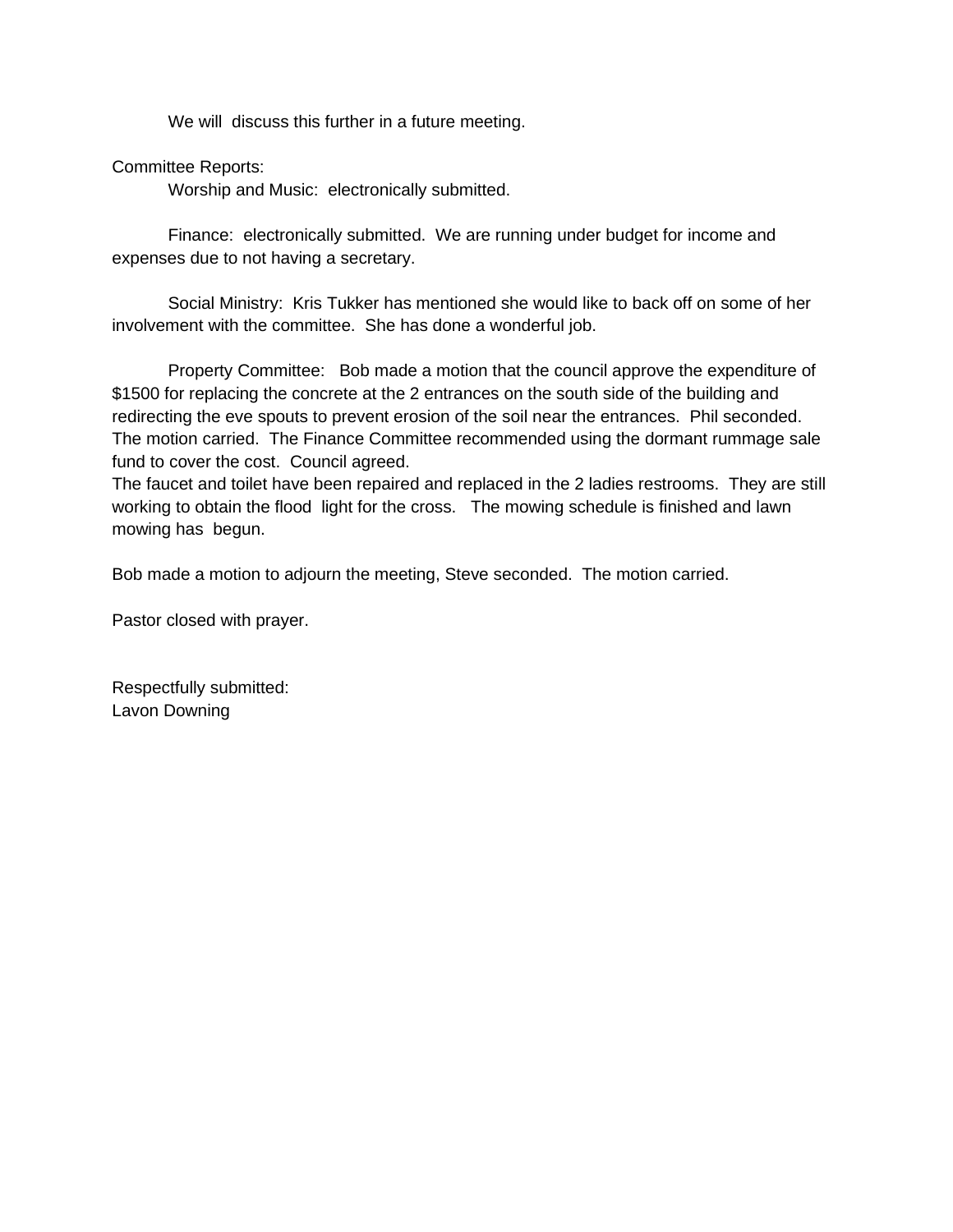We will discuss this further in a future meeting.

Committee Reports:

Worship and Music: electronically submitted.

Finance: electronically submitted. We are running under budget for income and expenses due to not having a secretary.

Social Ministry: Kris Tukker has mentioned she would like to back off on some of her involvement with the committee. She has done a wonderful job.

Property Committee: Bob made a motion that the council approve the expenditure of $1500 for replacing the concrete at the 2 entrances on the south side of the building and redirecting the eve spouts to prevent erosion of the soil near the entrances. Phil seconded. The motion carried. The Finance Committee recommended using the dormant rummage sale fund to cover the cost. Council agreed.
The faucet and toilet have been repaired and replaced in the 2 ladies restrooms. They are still working to obtain the flood light for the cross. The mowing schedule is finished and lawn mowing has begun.

Bob made a motion to adjourn the meeting, Steve seconded. The motion carried.

Pastor closed with prayer.

Respectfully submitted:
Lavon Downing